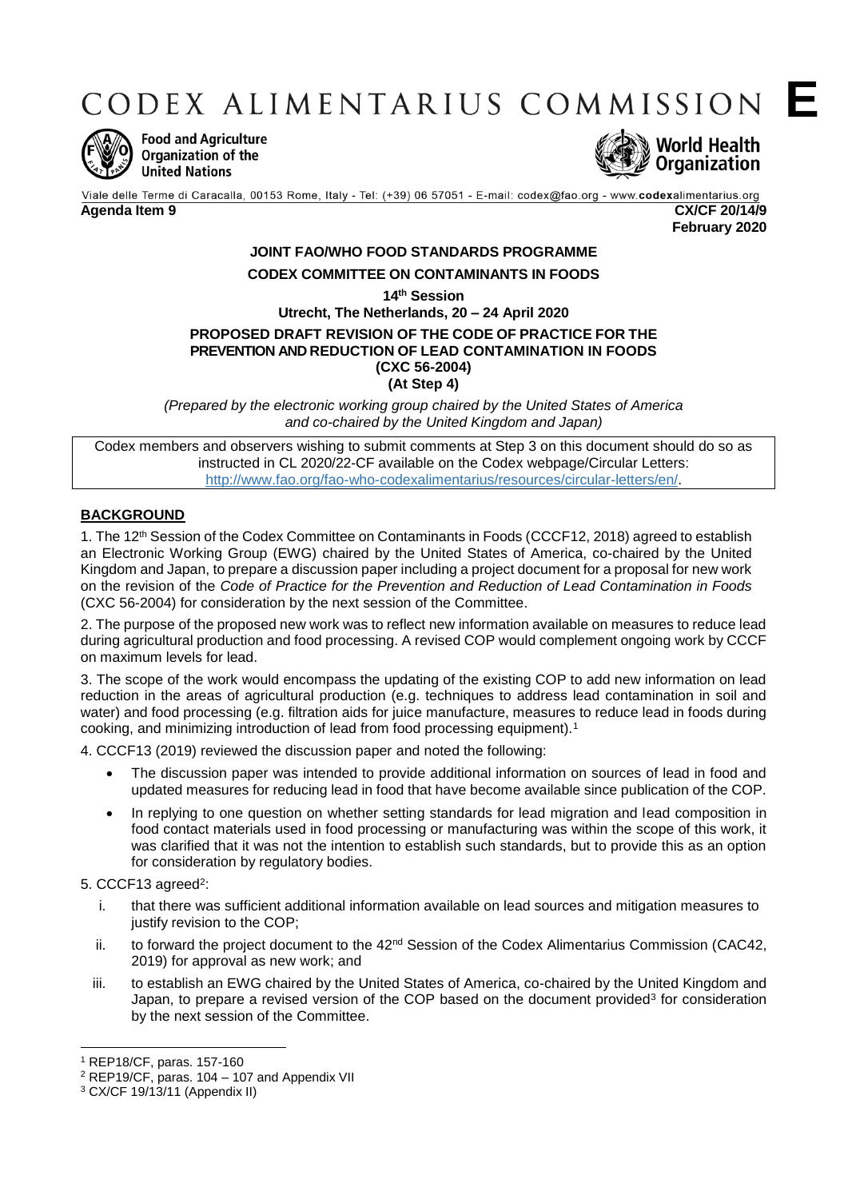# CODEX ALIMENTARIUS COMMISSION E

Food and Agriculture Organization of the United Nations

World Health Organization

Viale delle Terme di Caracalla, 00153 Rome, Italy - Tel: (+39) 06 57051 - E-mail: codex@fao.org - www.codexalimentarius.org

**Agenda Item 9** **CX/CF 20/14/9**
**February 2020**

**JOINT FAO/WHO FOOD STANDARDS PROGRAMME**

**CODEX COMMITTEE ON CONTAMINANTS IN FOODS**

**14th Session**

**Utrecht, The Netherlands, 20 – 24 April 2020**

**PROPOSED DRAFT REVISION OF THE CODE OF PRACTICE FOR THE PREVENTION AND REDUCTION OF LEAD CONTAMINATION IN FOODS (CXC 56-2004)**
**(At Step 4)**

*(Prepared by the electronic working group chaired by the United States of America and co-chaired by the United Kingdom and Japan)*

Codex members and observers wishing to submit comments at Step 3 on this document should do so as instructed in CL 2020/22-CF available on the Codex webpage/Circular Letters: http://www.fao.org/fao-who-codexalimentarius/resources/circular-letters/en/.

## BACKGROUND

1. The 12th Session of the Codex Committee on Contaminants in Foods (CCCF12, 2018) agreed to establish an Electronic Working Group (EWG) chaired by the United States of America, co-chaired by the United Kingdom and Japan, to prepare a discussion paper including a project document for a proposal for new work on the revision of the *Code of Practice for the Prevention and Reduction of Lead Contamination in Foods* (CXC 56-2004) for consideration by the next session of the Committee.

2. The purpose of the proposed new work was to reflect new information available on measures to reduce lead during agricultural production and food processing. A revised COP would complement ongoing work by CCCF on maximum levels for lead.

3. The scope of the work would encompass the updating of the existing COP to add new information on lead reduction in the areas of agricultural production (e.g. techniques to address lead contamination in soil and water) and food processing (e.g. filtration aids for juice manufacture, measures to reduce lead in foods during cooking, and minimizing introduction of lead from food processing equipment).[1]

4. CCCF13 (2019) reviewed the discussion paper and noted the following:

- The discussion paper was intended to provide additional information on sources of lead in food and updated measures for reducing lead in food that have become available since publication of the COP.
- In replying to one question on whether setting standards for lead migration and lead composition in food contact materials used in food processing or manufacturing was within the scope of this work, it was clarified that it was not the intention to establish such standards, but to provide this as an option for consideration by regulatory bodies.

5. CCCF13 agreed[2]:

i. that there was sufficient additional information available on lead sources and mitigation measures to justify revision to the COP;

ii. to forward the project document to the 42nd Session of the Codex Alimentarius Commission (CAC42, 2019) for approval as new work; and

iii. to establish an EWG chaired by the United States of America, co-chaired by the United Kingdom and Japan, to prepare a revised version of the COP based on the document provided[3] for consideration by the next session of the Committee.

---

[1] REP18/CF, paras. 157-160

[2] REP19/CF, paras. 104 – 107 and Appendix VII

[3] CX/CF 19/13/11 (Appendix II)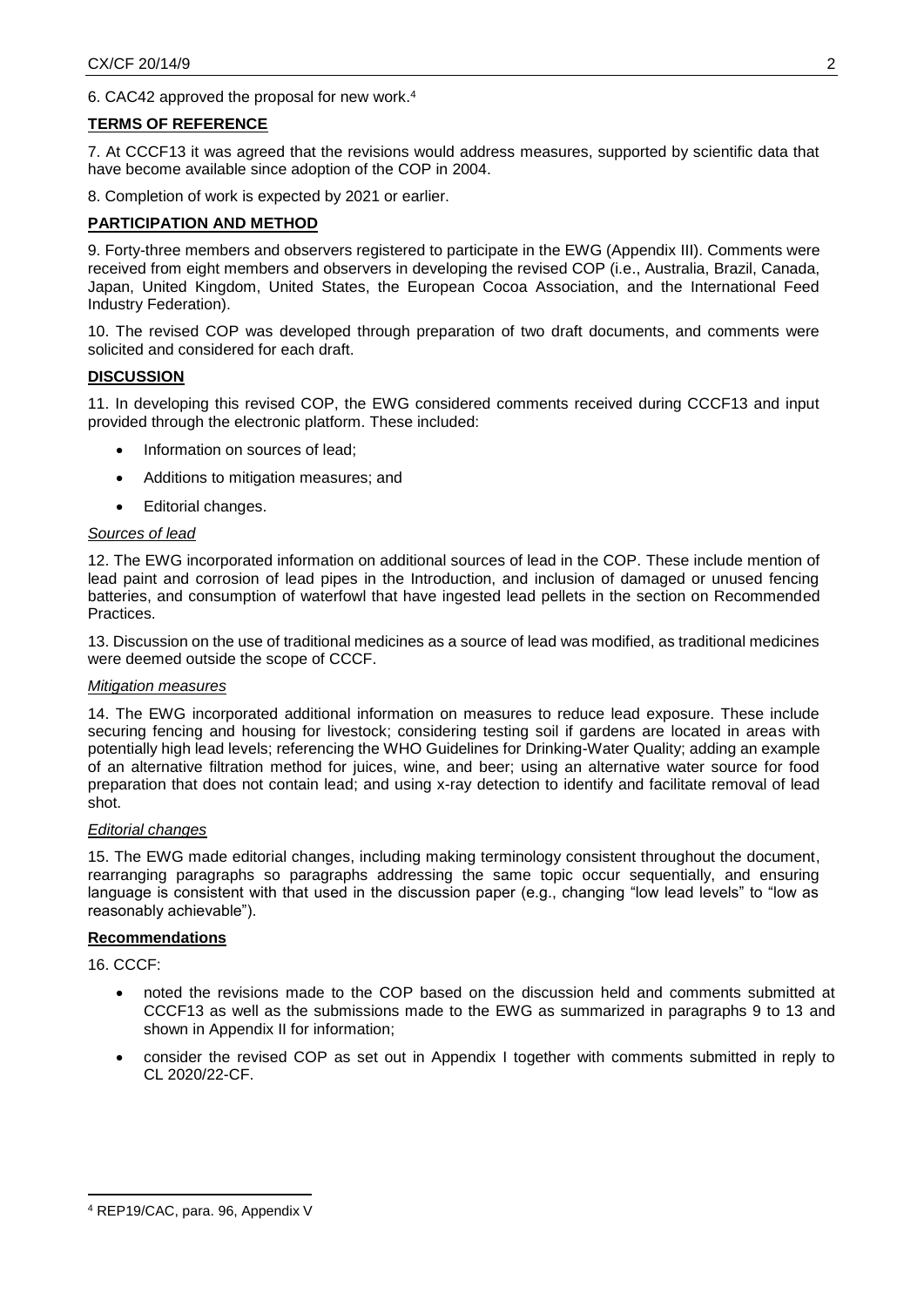6. CAC42 approved the proposal for new work.[4]

## TERMS OF REFERENCE

7. At CCCF13 it was agreed that the revisions would address measures, supported by scientific data that have become available since adoption of the COP in 2004.

8. Completion of work is expected by 2021 or earlier.

## PARTICIPATION AND METHOD

9. Forty-three members and observers registered to participate in the EWG (Appendix III). Comments were received from eight members and observers in developing the revised COP (i.e., Australia, Brazil, Canada, Japan, United Kingdom, United States, the European Cocoa Association, and the International Feed Industry Federation).

10. The revised COP was developed through preparation of two draft documents, and comments were solicited and considered for each draft.

## DISCUSSION

11. In developing this revised COP, the EWG considered comments received during CCCF13 and input provided through the electronic platform. These included:

- Information on sources of lead;
- Additions to mitigation measures; and
- Editorial changes.

*Sources of lead*

12. The EWG incorporated information on additional sources of lead in the COP. These include mention of lead paint and corrosion of lead pipes in the Introduction, and inclusion of damaged or unused fencing batteries, and consumption of waterfowl that have ingested lead pellets in the section on Recommended Practices.

13. Discussion on the use of traditional medicines as a source of lead was modified, as traditional medicines were deemed outside the scope of CCCF.

*Mitigation measures*

14. The EWG incorporated additional information on measures to reduce lead exposure. These include securing fencing and housing for livestock; considering testing soil if gardens are located in areas with potentially high lead levels; referencing the WHO Guidelines for Drinking-Water Quality; adding an example of an alternative filtration method for juices, wine, and beer; using an alternative water source for food preparation that does not contain lead; and using x-ray detection to identify and facilitate removal of lead shot.

*Editorial changes*

15. The EWG made editorial changes, including making terminology consistent throughout the document, rearranging paragraphs so paragraphs addressing the same topic occur sequentially, and ensuring language is consistent with that used in the discussion paper (e.g., changing "low lead levels" to "low as reasonably achievable").

## Recommendations

16. CCCF:

- noted the revisions made to the COP based on the discussion held and comments submitted at CCCF13 as well as the submissions made to the EWG as summarized in paragraphs 9 to 13 and shown in Appendix II for information;
- consider the revised COP as set out in Appendix I together with comments submitted in reply to CL 2020/22-CF.

---

[4] REP19/CAC, para. 96, Appendix V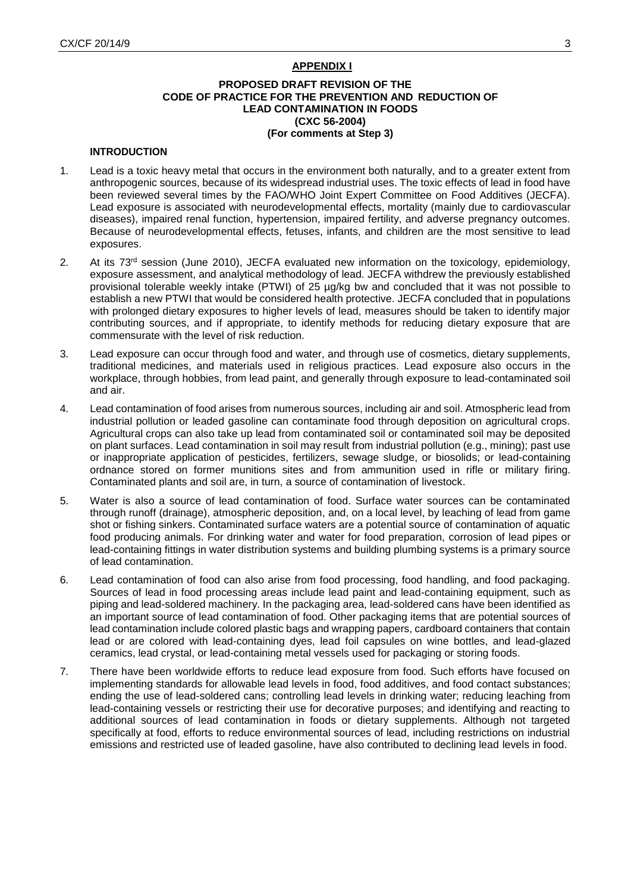**APPENDIX I**

**PROPOSED DRAFT REVISION OF THE CODE OF PRACTICE FOR THE PREVENTION AND REDUCTION OF LEAD CONTAMINATION IN FOODS (CXC 56-2004) (For comments at Step 3)**

**INTRODUCTION**

1. Lead is a toxic heavy metal that occurs in the environment both naturally, and to a greater extent from anthropogenic sources, because of its widespread industrial uses. The toxic effects of lead in food have been reviewed several times by the FAO/WHO Joint Expert Committee on Food Additives (JECFA). Lead exposure is associated with neurodevelopmental effects, mortality (mainly due to cardiovascular diseases), impaired renal function, hypertension, impaired fertility, and adverse pregnancy outcomes. Because of neurodevelopmental effects, fetuses, infants, and children are the most sensitive to lead exposures.

2. At its 73rd session (June 2010), JECFA evaluated new information on the toxicology, epidemiology, exposure assessment, and analytical methodology of lead. JECFA withdrew the previously established provisional tolerable weekly intake (PTWI) of 25 µg/kg bw and concluded that it was not possible to establish a new PTWI that would be considered health protective. JECFA concluded that in populations with prolonged dietary exposures to higher levels of lead, measures should be taken to identify major contributing sources, and if appropriate, to identify methods for reducing dietary exposure that are commensurate with the level of risk reduction.

3. Lead exposure can occur through food and water, and through use of cosmetics, dietary supplements, traditional medicines, and materials used in religious practices. Lead exposure also occurs in the workplace, through hobbies, from lead paint, and generally through exposure to lead-contaminated soil and air.

4. Lead contamination of food arises from numerous sources, including air and soil. Atmospheric lead from industrial pollution or leaded gasoline can contaminate food through deposition on agricultural crops. Agricultural crops can also take up lead from contaminated soil or contaminated soil may be deposited on plant surfaces. Lead contamination in soil may result from industrial pollution (e.g., mining); past use or inappropriate application of pesticides, fertilizers, sewage sludge, or biosolids; or lead-containing ordnance stored on former munitions sites and from ammunition used in rifle or military firing. Contaminated plants and soil are, in turn, a source of contamination of livestock.

5. Water is also a source of lead contamination of food. Surface water sources can be contaminated through runoff (drainage), atmospheric deposition, and, on a local level, by leaching of lead from game shot or fishing sinkers. Contaminated surface waters are a potential source of contamination of aquatic food producing animals. For drinking water and water for food preparation, corrosion of lead pipes or lead-containing fittings in water distribution systems and building plumbing systems is a primary source of lead contamination.

6. Lead contamination of food can also arise from food processing, food handling, and food packaging. Sources of lead in food processing areas include lead paint and lead-containing equipment, such as piping and lead-soldered machinery. In the packaging area, lead-soldered cans have been identified as an important source of lead contamination of food. Other packaging items that are potential sources of lead contamination include colored plastic bags and wrapping papers, cardboard containers that contain lead or are colored with lead-containing dyes, lead foil capsules on wine bottles, and lead-glazed ceramics, lead crystal, or lead-containing metal vessels used for packaging or storing foods.

7. There have been worldwide efforts to reduce lead exposure from food. Such efforts have focused on implementing standards for allowable lead levels in food, food additives, and food contact substances; ending the use of lead-soldered cans; controlling lead levels in drinking water; reducing leaching from lead-containing vessels or restricting their use for decorative purposes; and identifying and reacting to additional sources of lead contamination in foods or dietary supplements. Although not targeted specifically at food, efforts to reduce environmental sources of lead, including restrictions on industrial emissions and restricted use of leaded gasoline, have also contributed to declining lead levels in food.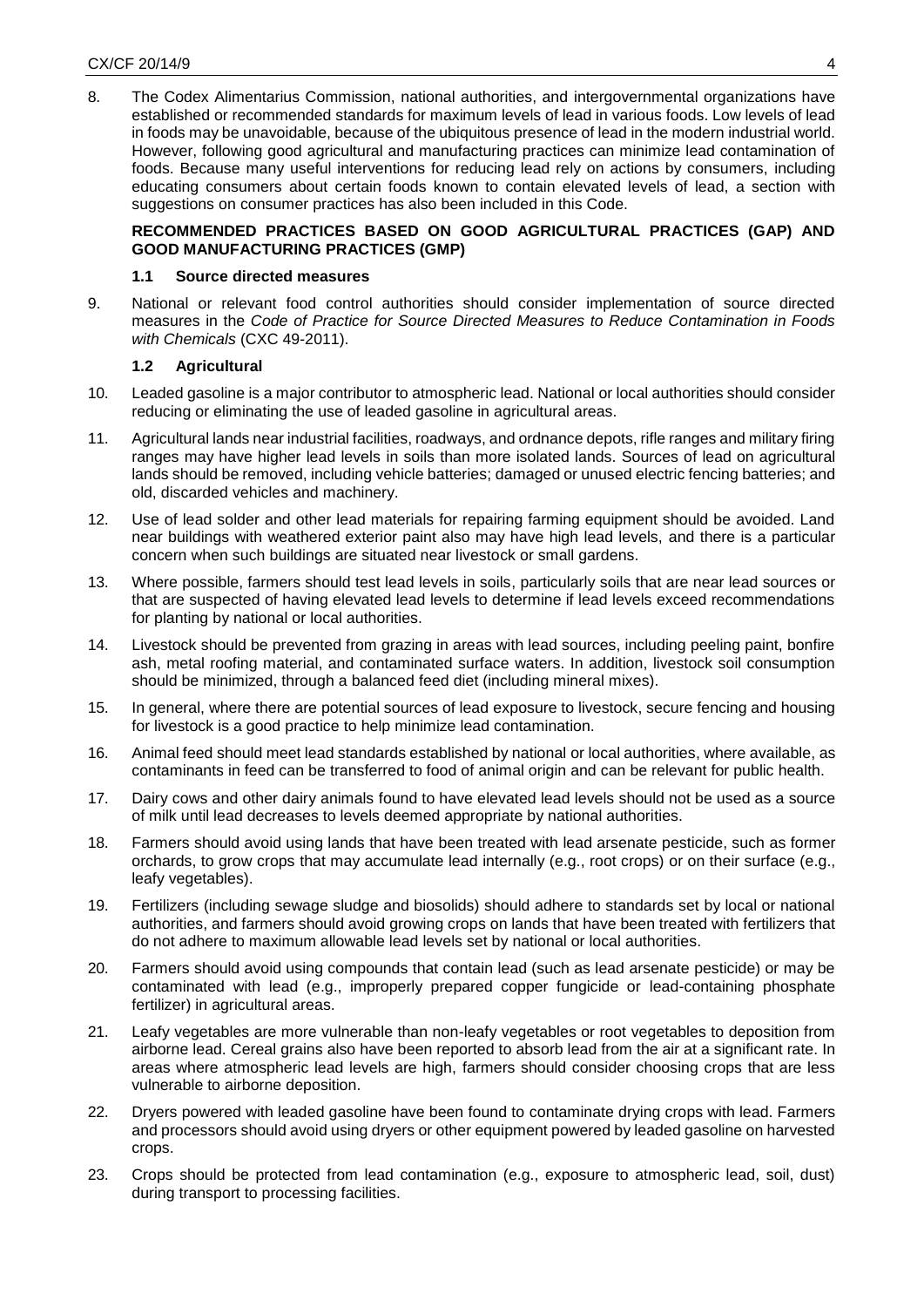8. The Codex Alimentarius Commission, national authorities, and intergovernmental organizations have established or recommended standards for maximum levels of lead in various foods. Low levels of lead in foods may be unavoidable, because of the ubiquitous presence of lead in the modern industrial world. However, following good agricultural and manufacturing practices can minimize lead contamination of foods. Because many useful interventions for reducing lead rely on actions by consumers, including educating consumers about certain foods known to contain elevated levels of lead, a section with suggestions on consumer practices has also been included in this Code.

## RECOMMENDED PRACTICES BASED ON GOOD AGRICULTURAL PRACTICES (GAP) AND GOOD MANUFACTURING PRACTICES (GMP)

### 1.1 Source directed measures

9. National or relevant food control authorities should consider implementation of source directed measures in the *Code of Practice for Source Directed Measures to Reduce Contamination in Foods with Chemicals* (CXC 49-2011).

### 1.2 Agricultural

10. Leaded gasoline is a major contributor to atmospheric lead. National or local authorities should consider reducing or eliminating the use of leaded gasoline in agricultural areas.

11. Agricultural lands near industrial facilities, roadways, and ordnance depots, rifle ranges and military firing ranges may have higher lead levels in soils than more isolated lands. Sources of lead on agricultural lands should be removed, including vehicle batteries; damaged or unused electric fencing batteries; and old, discarded vehicles and machinery.

12. Use of lead solder and other lead materials for repairing farming equipment should be avoided. Land near buildings with weathered exterior paint also may have high lead levels, and there is a particular concern when such buildings are situated near livestock or small gardens.

13. Where possible, farmers should test lead levels in soils, particularly soils that are near lead sources or that are suspected of having elevated lead levels to determine if lead levels exceed recommendations for planting by national or local authorities.

14. Livestock should be prevented from grazing in areas with lead sources, including peeling paint, bonfire ash, metal roofing material, and contaminated surface waters. In addition, livestock soil consumption should be minimized, through a balanced feed diet (including mineral mixes).

15. In general, where there are potential sources of lead exposure to livestock, secure fencing and housing for livestock is a good practice to help minimize lead contamination.

16. Animal feed should meet lead standards established by national or local authorities, where available, as contaminants in feed can be transferred to food of animal origin and can be relevant for public health.

17. Dairy cows and other dairy animals found to have elevated lead levels should not be used as a source of milk until lead decreases to levels deemed appropriate by national authorities.

18. Farmers should avoid using lands that have been treated with lead arsenate pesticide, such as former orchards, to grow crops that may accumulate lead internally (e.g., root crops) or on their surface (e.g., leafy vegetables).

19. Fertilizers (including sewage sludge and biosolids) should adhere to standards set by local or national authorities, and farmers should avoid growing crops on lands that have been treated with fertilizers that do not adhere to maximum allowable lead levels set by national or local authorities.

20. Farmers should avoid using compounds that contain lead (such as lead arsenate pesticide) or may be contaminated with lead (e.g., improperly prepared copper fungicide or lead-containing phosphate fertilizer) in agricultural areas.

21. Leafy vegetables are more vulnerable than non-leafy vegetables or root vegetables to deposition from airborne lead. Cereal grains also have been reported to absorb lead from the air at a significant rate. In areas where atmospheric lead levels are high, farmers should consider choosing crops that are less vulnerable to airborne deposition.

22. Dryers powered with leaded gasoline have been found to contaminate drying crops with lead. Farmers and processors should avoid using dryers or other equipment powered by leaded gasoline on harvested crops.

23. Crops should be protected from lead contamination (e.g., exposure to atmospheric lead, soil, dust) during transport to processing facilities.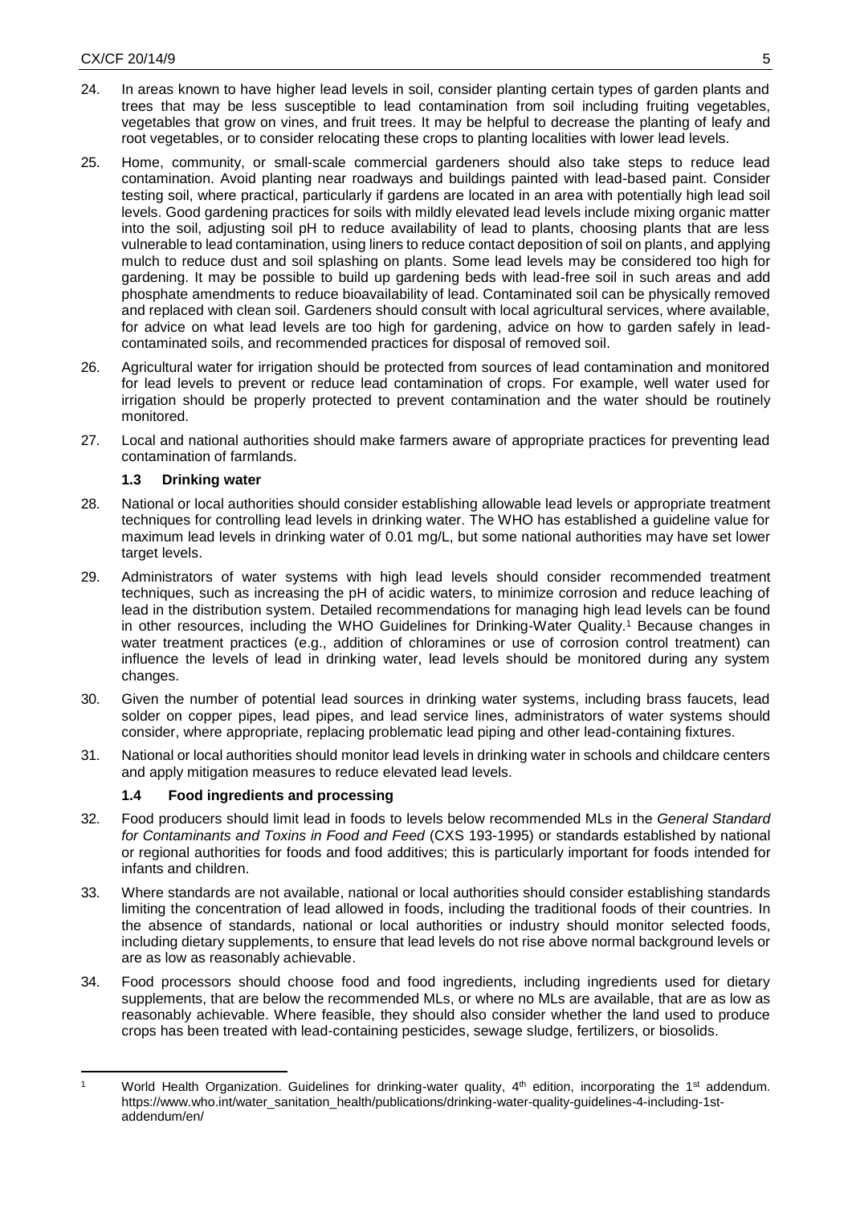24. In areas known to have higher lead levels in soil, consider planting certain types of garden plants and trees that may be less susceptible to lead contamination from soil including fruiting vegetables, vegetables that grow on vines, and fruit trees. It may be helpful to decrease the planting of leafy and root vegetables, or to consider relocating these crops to planting localities with lower lead levels.

25. Home, community, or small-scale commercial gardeners should also take steps to reduce lead contamination. Avoid planting near roadways and buildings painted with lead-based paint. Consider testing soil, where practical, particularly if gardens are located in an area with potentially high lead soil levels. Good gardening practices for soils with mildly elevated lead levels include mixing organic matter into the soil, adjusting soil pH to reduce availability of lead to plants, choosing plants that are less vulnerable to lead contamination, using liners to reduce contact deposition of soil on plants, and applying mulch to reduce dust and soil splashing on plants. Some lead levels may be considered too high for gardening. It may be possible to build up gardening beds with lead-free soil in such areas and add phosphate amendments to reduce bioavailability of lead. Contaminated soil can be physically removed and replaced with clean soil. Gardeners should consult with local agricultural services, where available, for advice on what lead levels are too high for gardening, advice on how to garden safely in lead-contaminated soils, and recommended practices for disposal of removed soil.

26. Agricultural water for irrigation should be protected from sources of lead contamination and monitored for lead levels to prevent or reduce lead contamination of crops. For example, well water used for irrigation should be properly protected to prevent contamination and the water should be routinely monitored.

27. Local and national authorities should make farmers aware of appropriate practices for preventing lead contamination of farmlands.

### 1.3 Drinking water

28. National or local authorities should consider establishing allowable lead levels or appropriate treatment techniques for controlling lead levels in drinking water. The WHO has established a guideline value for maximum lead levels in drinking water of 0.01 mg/L, but some national authorities may have set lower target levels.

29. Administrators of water systems with high lead levels should consider recommended treatment techniques, such as increasing the pH of acidic waters, to minimize corrosion and reduce leaching of lead in the distribution system. Detailed recommendations for managing high lead levels can be found in other resources, including the WHO Guidelines for Drinking-Water Quality.[1] Because changes in water treatment practices (e.g., addition of chloramines or use of corrosion control treatment) can influence the levels of lead in drinking water, lead levels should be monitored during any system changes.

30. Given the number of potential lead sources in drinking water systems, including brass faucets, lead solder on copper pipes, lead pipes, and lead service lines, administrators of water systems should consider, where appropriate, replacing problematic lead piping and other lead-containing fixtures.

31. National or local authorities should monitor lead levels in drinking water in schools and childcare centers and apply mitigation measures to reduce elevated lead levels.

### 1.4 Food ingredients and processing

32. Food producers should limit lead in foods to levels below recommended MLs in the *General Standard for Contaminants and Toxins in Food and Feed* (CXS 193-1995) or standards established by national or regional authorities for foods and food additives; this is particularly important for foods intended for infants and children.

33. Where standards are not available, national or local authorities should consider establishing standards limiting the concentration of lead allowed in foods, including the traditional foods of their countries. In the absence of standards, national or local authorities or industry should monitor selected foods, including dietary supplements, to ensure that lead levels do not rise above normal background levels or are as low as reasonably achievable.

34. Food processors should choose food and food ingredients, including ingredients used for dietary supplements, that are below the recommended MLs, or where no MLs are available, that are as low as reasonably achievable. Where feasible, they should also consider whether the land used to produce crops has been treated with lead-containing pesticides, sewage sludge, fertilizers, or biosolids.

---

[1] World Health Organization. Guidelines for drinking-water quality, 4th edition, incorporating the 1st addendum. https://www.who.int/water_sanitation_health/publications/drinking-water-quality-guidelines-4-including-1st-addendum/en/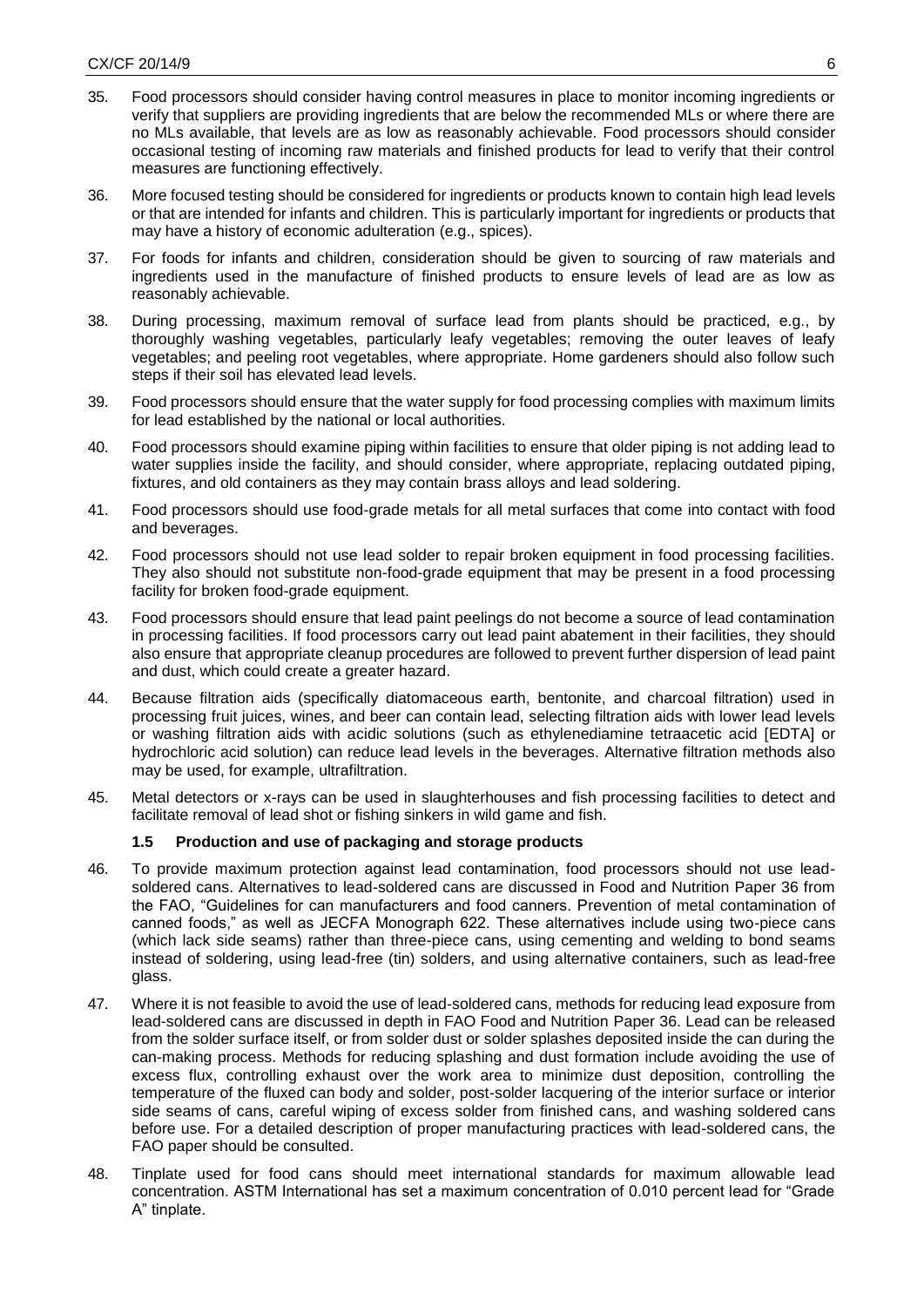35. Food processors should consider having control measures in place to monitor incoming ingredients or verify that suppliers are providing ingredients that are below the recommended MLs or where there are no MLs available, that levels are as low as reasonably achievable. Food processors should consider occasional testing of incoming raw materials and finished products for lead to verify that their control measures are functioning effectively.

36. More focused testing should be considered for ingredients or products known to contain high lead levels or that are intended for infants and children. This is particularly important for ingredients or products that may have a history of economic adulteration (e.g., spices).

37. For foods for infants and children, consideration should be given to sourcing of raw materials and ingredients used in the manufacture of finished products to ensure levels of lead are as low as reasonably achievable.

38. During processing, maximum removal of surface lead from plants should be practiced, e.g., by thoroughly washing vegetables, particularly leafy vegetables; removing the outer leaves of leafy vegetables; and peeling root vegetables, where appropriate. Home gardeners should also follow such steps if their soil has elevated lead levels.

39. Food processors should ensure that the water supply for food processing complies with maximum limits for lead established by the national or local authorities.

40. Food processors should examine piping within facilities to ensure that older piping is not adding lead to water supplies inside the facility, and should consider, where appropriate, replacing outdated piping, fixtures, and old containers as they may contain brass alloys and lead soldering.

41. Food processors should use food-grade metals for all metal surfaces that come into contact with food and beverages.

42. Food processors should not use lead solder to repair broken equipment in food processing facilities. They also should not substitute non-food-grade equipment that may be present in a food processing facility for broken food-grade equipment.

43. Food processors should ensure that lead paint peelings do not become a source of lead contamination in processing facilities. If food processors carry out lead paint abatement in their facilities, they should also ensure that appropriate cleanup procedures are followed to prevent further dispersion of lead paint and dust, which could create a greater hazard.

44. Because filtration aids (specifically diatomaceous earth, bentonite, and charcoal filtration) used in processing fruit juices, wines, and beer can contain lead, selecting filtration aids with lower lead levels or washing filtration aids with acidic solutions (such as ethylenediamine tetraacetic acid [EDTA] or hydrochloric acid solution) can reduce lead levels in the beverages. Alternative filtration methods also may be used, for example, ultrafiltration.

45. Metal detectors or x-rays can be used in slaughterhouses and fish processing facilities to detect and facilitate removal of lead shot or fishing sinkers in wild game and fish.

### 1.5 Production and use of packaging and storage products

46. To provide maximum protection against lead contamination, food processors should not use lead-soldered cans. Alternatives to lead-soldered cans are discussed in Food and Nutrition Paper 36 from the FAO, "Guidelines for can manufacturers and food canners. Prevention of metal contamination of canned foods," as well as JECFA Monograph 622. These alternatives include using two-piece cans (which lack side seams) rather than three-piece cans, using cementing and welding to bond seams instead of soldering, using lead-free (tin) solders, and using alternative containers, such as lead-free glass.

47. Where it is not feasible to avoid the use of lead-soldered cans, methods for reducing lead exposure from lead-soldered cans are discussed in depth in FAO Food and Nutrition Paper 36. Lead can be released from the solder surface itself, or from solder dust or solder splashes deposited inside the can during the can-making process. Methods for reducing splashing and dust formation include avoiding the use of excess flux, controlling exhaust over the work area to minimize dust deposition, controlling the temperature of the fluxed can body and solder, post-solder lacquering of the interior surface or interior side seams of cans, careful wiping of excess solder from finished cans, and washing soldered cans before use. For a detailed description of proper manufacturing practices with lead-soldered cans, the FAO paper should be consulted.

48. Tinplate used for food cans should meet international standards for maximum allowable lead concentration. ASTM International has set a maximum concentration of 0.010 percent lead for "Grade A" tinplate.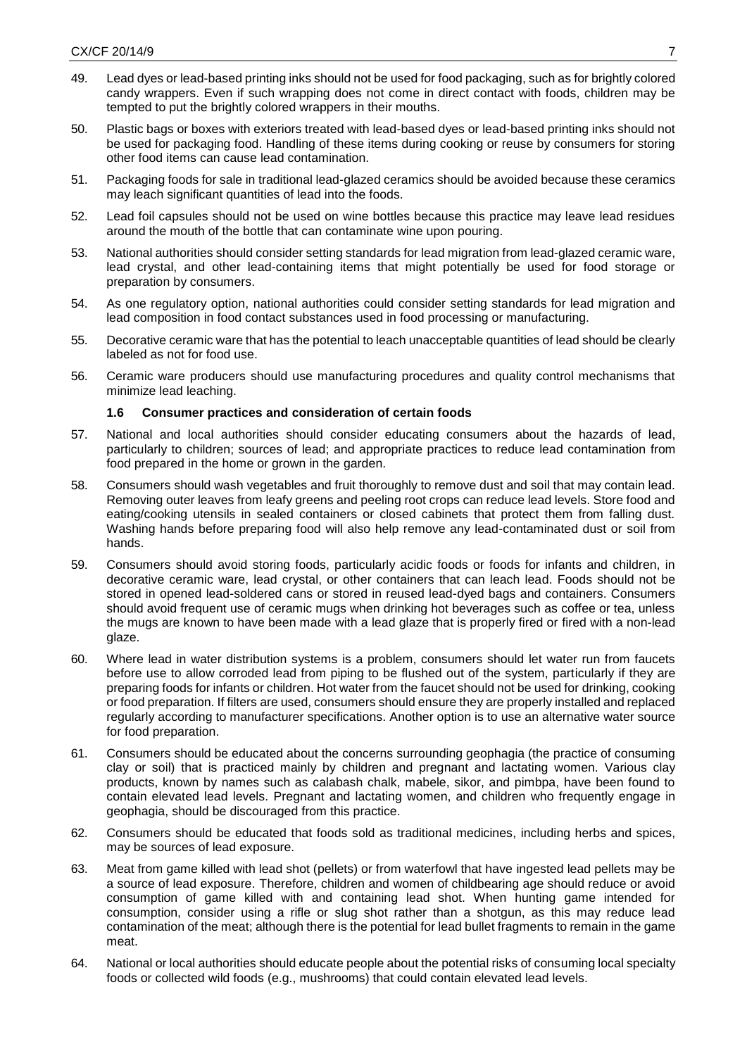49. Lead dyes or lead-based printing inks should not be used for food packaging, such as for brightly colored candy wrappers. Even if such wrapping does not come in direct contact with foods, children may be tempted to put the brightly colored wrappers in their mouths.

50. Plastic bags or boxes with exteriors treated with lead-based dyes or lead-based printing inks should not be used for packaging food. Handling of these items during cooking or reuse by consumers for storing other food items can cause lead contamination.

51. Packaging foods for sale in traditional lead-glazed ceramics should be avoided because these ceramics may leach significant quantities of lead into the foods.

52. Lead foil capsules should not be used on wine bottles because this practice may leave lead residues around the mouth of the bottle that can contaminate wine upon pouring.

53. National authorities should consider setting standards for lead migration from lead-glazed ceramic ware, lead crystal, and other lead-containing items that might potentially be used for food storage or preparation by consumers.

54. As one regulatory option, national authorities could consider setting standards for lead migration and lead composition in food contact substances used in food processing or manufacturing.

55. Decorative ceramic ware that has the potential to leach unacceptable quantities of lead should be clearly labeled as not for food use.

56. Ceramic ware producers should use manufacturing procedures and quality control mechanisms that minimize lead leaching.

### 1.6 Consumer practices and consideration of certain foods

57. National and local authorities should consider educating consumers about the hazards of lead, particularly to children; sources of lead; and appropriate practices to reduce lead contamination from food prepared in the home or grown in the garden.

58. Consumers should wash vegetables and fruit thoroughly to remove dust and soil that may contain lead. Removing outer leaves from leafy greens and peeling root crops can reduce lead levels. Store food and eating/cooking utensils in sealed containers or closed cabinets that protect them from falling dust. Washing hands before preparing food will also help remove any lead-contaminated dust or soil from hands.

59. Consumers should avoid storing foods, particularly acidic foods or foods for infants and children, in decorative ceramic ware, lead crystal, or other containers that can leach lead. Foods should not be stored in opened lead-soldered cans or stored in reused lead-dyed bags and containers. Consumers should avoid frequent use of ceramic mugs when drinking hot beverages such as coffee or tea, unless the mugs are known to have been made with a lead glaze that is properly fired or fired with a non-lead glaze.

60. Where lead in water distribution systems is a problem, consumers should let water run from faucets before use to allow corroded lead from piping to be flushed out of the system, particularly if they are preparing foods for infants or children. Hot water from the faucet should not be used for drinking, cooking or food preparation. If filters are used, consumers should ensure they are properly installed and replaced regularly according to manufacturer specifications. Another option is to use an alternative water source for food preparation.

61. Consumers should be educated about the concerns surrounding geophagia (the practice of consuming clay or soil) that is practiced mainly by children and pregnant and lactating women. Various clay products, known by names such as calabash chalk, mabele, sikor, and pimbpa, have been found to contain elevated lead levels. Pregnant and lactating women, and children who frequently engage in geophagia, should be discouraged from this practice.

62. Consumers should be educated that foods sold as traditional medicines, including herbs and spices, may be sources of lead exposure.

63. Meat from game killed with lead shot (pellets) or from waterfowl that have ingested lead pellets may be a source of lead exposure. Therefore, children and women of childbearing age should reduce or avoid consumption of game killed with and containing lead shot. When hunting game intended for consumption, consider using a rifle or slug shot rather than a shotgun, as this may reduce lead contamination of the meat; although there is the potential for lead bullet fragments to remain in the game meat.

64. National or local authorities should educate people about the potential risks of consuming local specialty foods or collected wild foods (e.g., mushrooms) that could contain elevated lead levels.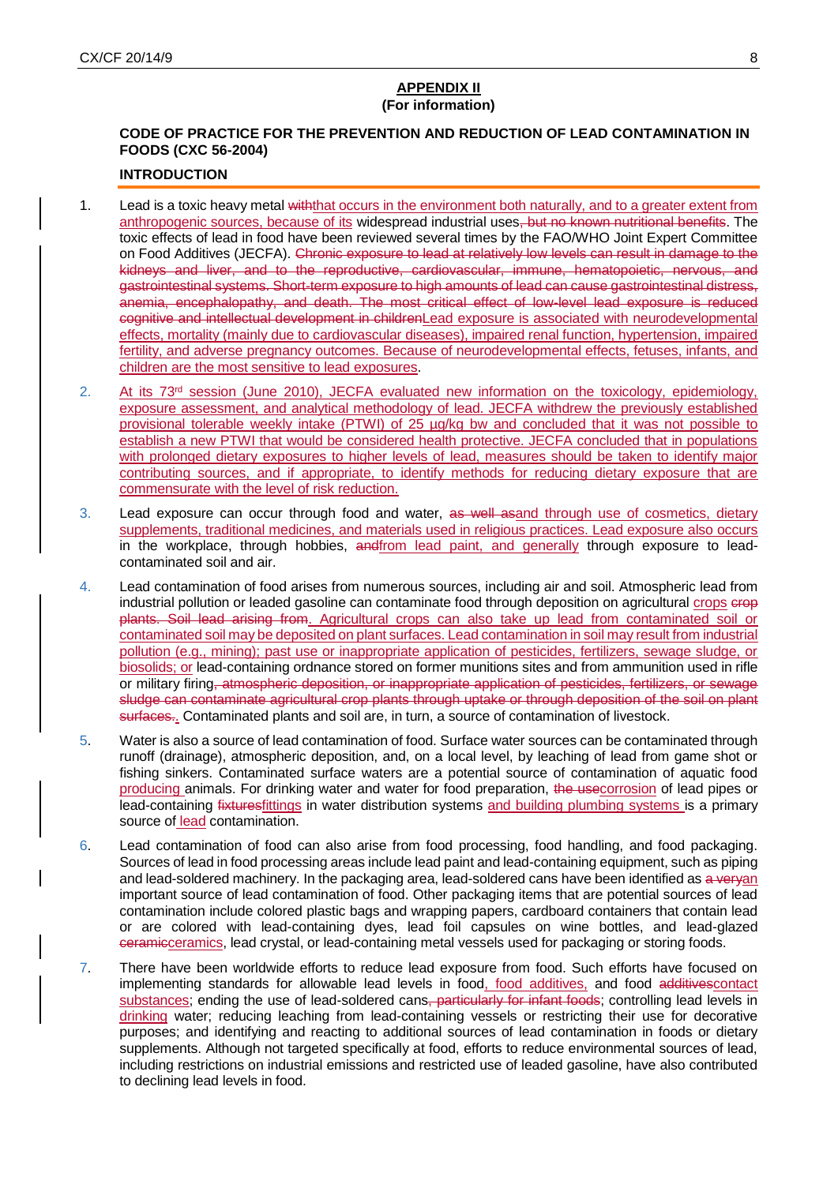## APPENDIX II
**(For information)**

### CODE OF PRACTICE FOR THE PREVENTION AND REDUCTION OF LEAD CONTAMINATION IN FOODS (CXC 56-2004)

### INTRODUCTION

1. Lead is a toxic heavy metal ~~with~~that occurs in the environment both naturally, and to a greater extent from anthropogenic sources, because of its widespread industrial uses~~, but no known nutritional benefits~~. The toxic effects of lead in food have been reviewed several times by the FAO/WHO Joint Expert Committee on Food Additives (JECFA). ~~Chronic exposure to lead at relatively low levels can result in damage to the kidneys and liver, and to the reproductive, cardiovascular, immune, hematopoietic, nervous, and gastrointestinal systems. Short-term exposure to high amounts of lead can cause gastrointestinal distress, anemia, encephalopathy, and death. The most critical effect of low-level lead exposure is reduced cognitive and intellectual development in children~~Lead exposure is associated with neurodevelopmental effects, mortality (mainly due to cardiovascular diseases), impaired renal function, hypertension, impaired fertility, and adverse pregnancy outcomes. Because of neurodevelopmental effects, fetuses, infants, and children are the most sensitive to lead exposures.

2. At its 73rd session (June 2010), JECFA evaluated new information on the toxicology, epidemiology, exposure assessment, and analytical methodology of lead. JECFA withdrew the previously established provisional tolerable weekly intake (PTWI) of 25 µg/kg bw and concluded that it was not possible to establish a new PTWI that would be considered health protective. JECFA concluded that in populations with prolonged dietary exposures to higher levels of lead, measures should be taken to identify major contributing sources, and if appropriate, to identify methods for reducing dietary exposure that are commensurate with the level of risk reduction.

3. Lead exposure can occur through food and water, ~~as well as~~and through use of cosmetics, dietary supplements, traditional medicines, and materials used in religious practices. Lead exposure also occurs in the workplace, through hobbies, ~~and~~from lead paint, and generally through exposure to lead-contaminated soil and air.

4. Lead contamination of food arises from numerous sources, including air and soil. Atmospheric lead from industrial pollution or leaded gasoline can contaminate food through deposition on agricultural crops ~~crop plants. Soil lead arising from~~. Agricultural crops can also take up lead from contaminated soil or contaminated soil may be deposited on plant surfaces. Lead contamination in soil may result from industrial pollution (e.g., mining); past use or inappropriate application of pesticides, fertilizers, sewage sludge, or biosolids; or lead-containing ordnance stored on former munitions sites and from ammunition used in rifle or military firing~~, atmospheric deposition, or inappropriate application of pesticides, fertilizers, or sewage sludge can contaminate agricultural crop plants through uptake or through deposition of the soil on plant surfaces.~~. Contaminated plants and soil are, in turn, a source of contamination of livestock.

5. Water is also a source of lead contamination of food. Surface water sources can be contaminated through runoff (drainage), atmospheric deposition, and, on a local level, by leaching of lead from game shot or fishing sinkers. Contaminated surface waters are a potential source of contamination of aquatic food producing animals. For drinking water and water for food preparation, ~~the use~~corrosion of lead pipes or lead-containing ~~fixtures~~fittings in water distribution systems and building plumbing systems is a primary source of lead contamination.

6. Lead contamination of food can also arise from food processing, food handling, and food packaging. Sources of lead in food processing areas include lead paint and lead-containing equipment, such as piping and lead-soldered machinery. In the packaging area, lead-soldered cans have been identified as ~~a very~~an important source of lead contamination of food. Other packaging items that are potential sources of lead contamination include colored plastic bags and wrapping papers, cardboard containers that contain lead or are colored with lead-containing dyes, lead foil capsules on wine bottles, and lead-glazed ~~ceramic~~ceramics, lead crystal, or lead-containing metal vessels used for packaging or storing foods.

7. There have been worldwide efforts to reduce lead exposure from food. Such efforts have focused on implementing standards for allowable lead levels in food, food additives, and food ~~additives~~contact substances; ending the use of lead-soldered cans~~, particularly for infant foods~~; controlling lead levels in drinking water; reducing leaching from lead-containing vessels or restricting their use for decorative purposes; and identifying and reacting to additional sources of lead contamination in foods or dietary supplements. Although not targeted specifically at food, efforts to reduce environmental sources of lead, including restrictions on industrial emissions and restricted use of leaded gasoline, have also contributed to declining lead levels in food.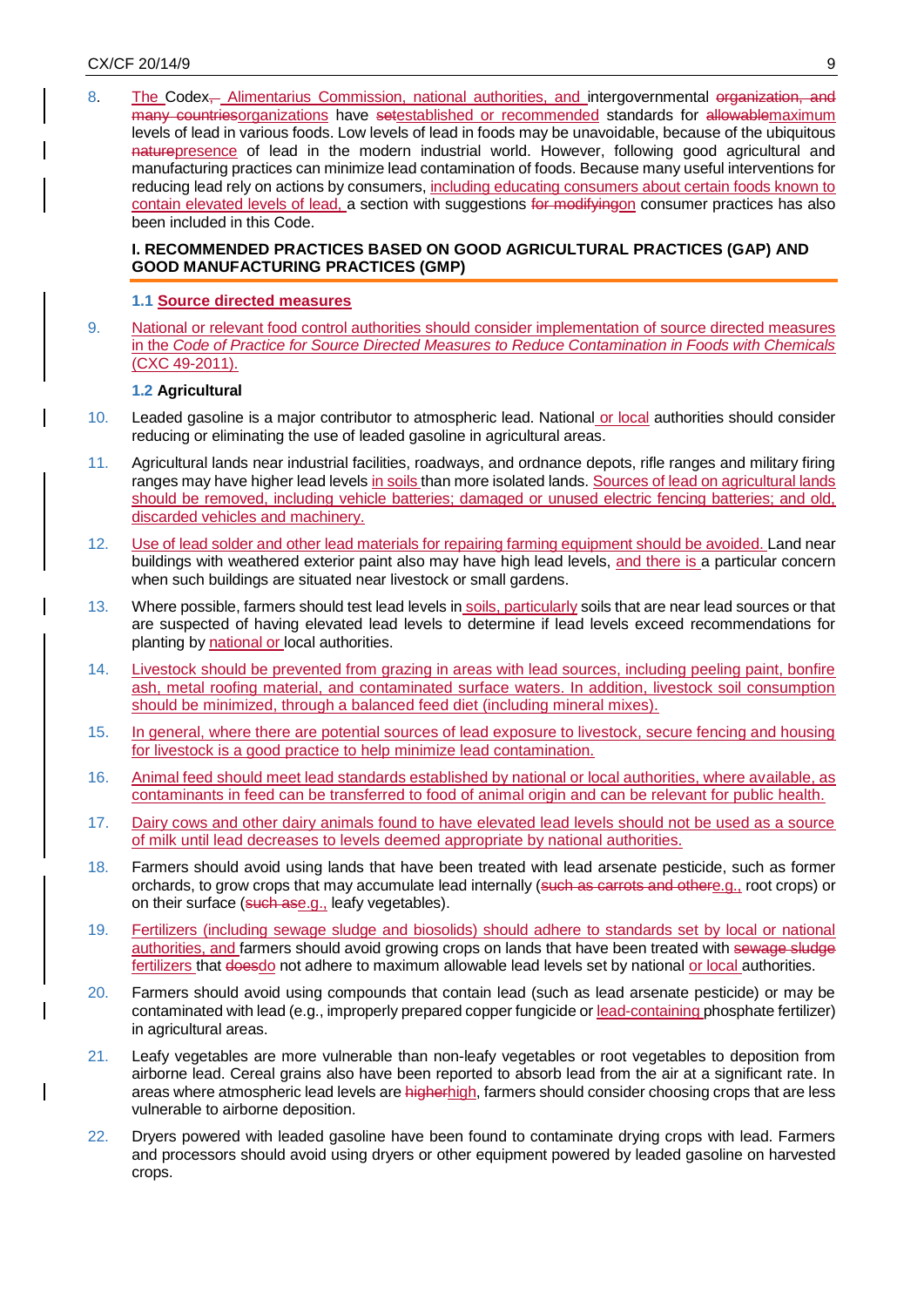8. The Codex~~,~~ Alimentarius Commission, national authorities, and intergovernmental ~~organization, and many countries~~organizations have ~~set~~established or recommended standards for ~~allowable~~maximum levels of lead in various foods. Low levels of lead in foods may be unavoidable, because of the ubiquitous ~~nature~~presence of lead in the modern industrial world. However, following good agricultural and manufacturing practices can minimize lead contamination of foods. Because many useful interventions for reducing lead rely on actions by consumers, including educating consumers about certain foods known to contain elevated levels of lead, a section with suggestions ~~for modifying~~on consumer practices has also been included in this Code.

## I. RECOMMENDED PRACTICES BASED ON GOOD AGRICULTURAL PRACTICES (GAP) AND GOOD MANUFACTURING PRACTICES (GMP)

### 1.1 Source directed measures

9. National or relevant food control authorities should consider implementation of source directed measures in the *Code of Practice for Source Directed Measures to Reduce Contamination in Foods with Chemicals* (CXC 49-2011).

### 1.2 Agricultural

10. Leaded gasoline is a major contributor to atmospheric lead. National or local authorities should consider reducing or eliminating the use of leaded gasoline in agricultural areas.

11. Agricultural lands near industrial facilities, roadways, and ordnance depots, rifle ranges and military firing ranges may have higher lead levels in soils than more isolated lands. Sources of lead on agricultural lands should be removed, including vehicle batteries; damaged or unused electric fencing batteries; and old, discarded vehicles and machinery.

12. Use of lead solder and other lead materials for repairing farming equipment should be avoided. Land near buildings with weathered exterior paint also may have high lead levels, and there is a particular concern when such buildings are situated near livestock or small gardens.

13. Where possible, farmers should test lead levels in soils, particularly soils that are near lead sources or that are suspected of having elevated lead levels to determine if lead levels exceed recommendations for planting by national or local authorities.

14. Livestock should be prevented from grazing in areas with lead sources, including peeling paint, bonfire ash, metal roofing material, and contaminated surface waters. In addition, livestock soil consumption should be minimized, through a balanced feed diet (including mineral mixes).

15. In general, where there are potential sources of lead exposure to livestock, secure fencing and housing for livestock is a good practice to help minimize lead contamination.

16. Animal feed should meet lead standards established by national or local authorities, where available, as contaminants in feed can be transferred to food of animal origin and can be relevant for public health.

17. Dairy cows and other dairy animals found to have elevated lead levels should not be used as a source of milk until lead decreases to levels deemed appropriate by national authorities.

18. Farmers should avoid using lands that have been treated with lead arsenate pesticide, such as former orchards, to grow crops that may accumulate lead internally (~~such as carrots and other~~e.g., root crops) or on their surface (~~such as~~e.g., leafy vegetables).

19. Fertilizers (including sewage sludge and biosolids) should adhere to standards set by local or national authorities, and farmers should avoid growing crops on lands that have been treated with ~~sewage sludge~~ fertilizers that ~~does~~do not adhere to maximum allowable lead levels set by national or local authorities.

20. Farmers should avoid using compounds that contain lead (such as lead arsenate pesticide) or may be contaminated with lead (e.g., improperly prepared copper fungicide or lead-containing phosphate fertilizer) in agricultural areas.

21. Leafy vegetables are more vulnerable than non-leafy vegetables or root vegetables to deposition from airborne lead. Cereal grains also have been reported to absorb lead from the air at a significant rate. In areas where atmospheric lead levels are ~~higher~~high, farmers should consider choosing crops that are less vulnerable to airborne deposition.

22. Dryers powered with leaded gasoline have been found to contaminate drying crops with lead. Farmers and processors should avoid using dryers or other equipment powered by leaded gasoline on harvested crops.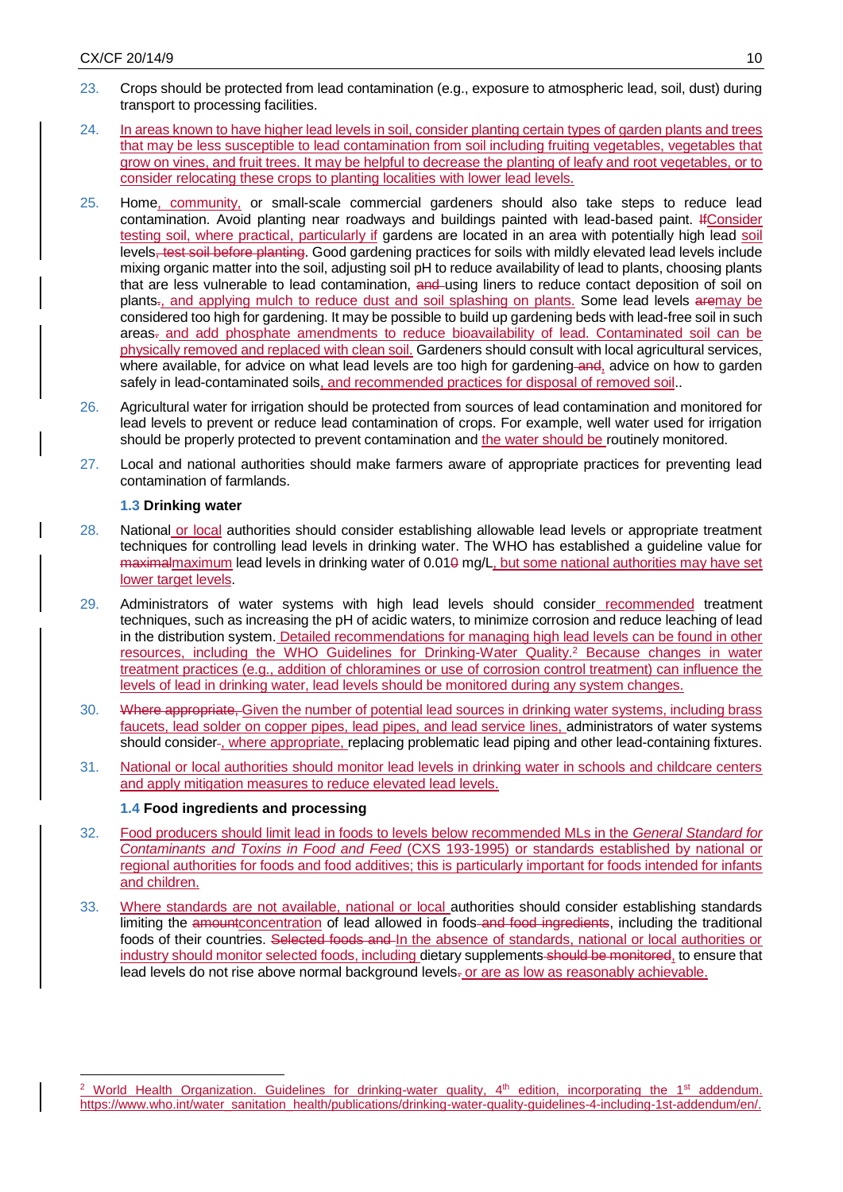23. Crops should be protected from lead contamination (e.g., exposure to atmospheric lead, soil, dust) during transport to processing facilities.

24. In areas known to have higher lead levels in soil, consider planting certain types of garden plants and trees that may be less susceptible to lead contamination from soil including fruiting vegetables, vegetables that grow on vines, and fruit trees. It may be helpful to decrease the planting of leafy and root vegetables, or to consider relocating these crops to planting localities with lower lead levels.

25. Home, community, or small-scale commercial gardeners should also take steps to reduce lead contamination. Avoid planting near roadways and buildings painted with lead-based paint. ~~If~~Consider testing soil, where practical, particularly if gardens are located in an area with potentially high lead soil levels~~, test soil before planting~~. Good gardening practices for soils with mildly elevated lead levels include mixing organic matter into the soil, adjusting soil pH to reduce availability of lead to plants, choosing plants that are less vulnerable to lead contamination, ~~and~~ using liners to reduce contact deposition of soil on plants~~.~~, and applying mulch to reduce dust and soil splashing on plants. Some lead levels ~~are~~may be considered too high for gardening. It may be possible to build up gardening beds with lead-free soil in such areas~~.~~ and add phosphate amendments to reduce bioavailability of lead. Contaminated soil can be physically removed and replaced with clean soil. Gardeners should consult with local agricultural services, where available, for advice on what lead levels are too high for gardening~~ and~~, advice on how to garden safely in lead-contaminated soils, and recommended practices for disposal of removed soil..

26. Agricultural water for irrigation should be protected from sources of lead contamination and monitored for lead levels to prevent or reduce lead contamination of crops. For example, well water used for irrigation should be properly protected to prevent contamination and the water should be routinely monitored.

27. Local and national authorities should make farmers aware of appropriate practices for preventing lead contamination of farmlands.

### 1.3 Drinking water

28. National or local authorities should consider establishing allowable lead levels or appropriate treatment techniques for controlling lead levels in drinking water. The WHO has established a guideline value for ~~maximal~~maximum lead levels in drinking water of 0.01~~0~~ mg/L, but some national authorities may have set lower target levels.

29. Administrators of water systems with high lead levels should consider recommended treatment techniques, such as increasing the pH of acidic waters, to minimize corrosion and reduce leaching of lead in the distribution system. Detailed recommendations for managing high lead levels can be found in other resources, including the WHO Guidelines for Drinking-Water Quality.[2] Because changes in water treatment practices (e.g., addition of chloramines or use of corrosion control treatment) can influence the levels of lead in drinking water, lead levels should be monitored during any system changes.

30. ~~Where appropriate,~~ Given the number of potential lead sources in drinking water systems, including brass faucets, lead solder on copper pipes, lead pipes, and lead service lines, administrators of water systems should consider~~.~~, where appropriate, replacing problematic lead piping and other lead-containing fixtures.

31. National or local authorities should monitor lead levels in drinking water in schools and childcare centers and apply mitigation measures to reduce elevated lead levels.

### 1.4 Food ingredients and processing

32. Food producers should limit lead in foods to levels below recommended MLs in the *General Standard for Contaminants and Toxins in Food and Feed* (CXS 193-1995) or standards established by national or regional authorities for foods and food additives; this is particularly important for foods intended for infants and children.

33. Where standards are not available, national or local authorities should consider establishing standards limiting the ~~amount~~concentration of lead allowed in foods~~ and food ingredients~~, including the traditional foods of their countries. ~~Selected foods and~~ In the absence of standards, national or local authorities or industry should monitor selected foods, including dietary supplements~~ should be monitored~~, to ensure that lead levels do not rise above normal background levels~~.~~ or are as low as reasonably achievable.

---

[2] World Health Organization. Guidelines for drinking-water quality, 4th edition, incorporating the 1st addendum. https://www.who.int/water_sanitation_health/publications/drinking-water-quality-guidelines-4-including-1st-addendum/en/.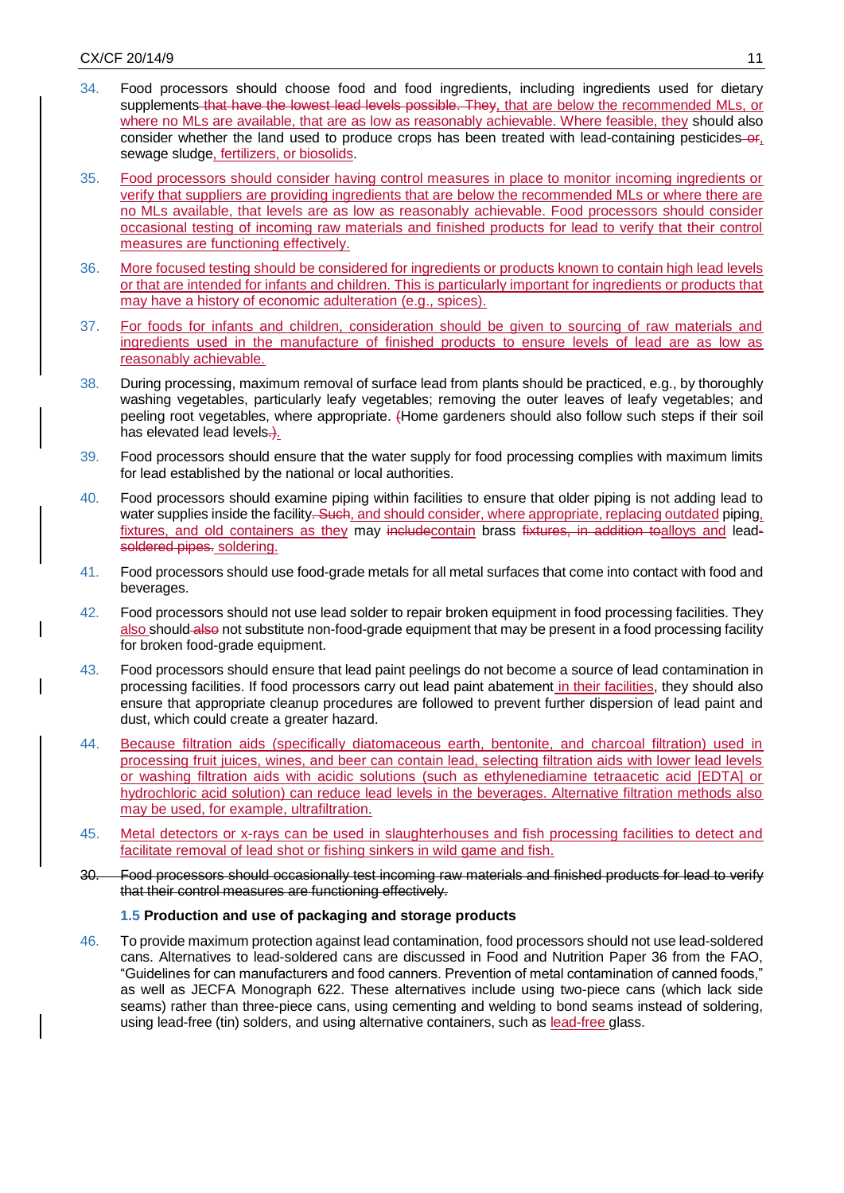34. Food processors should choose food and food ingredients, including ingredients used for dietary supplements~~ that have the lowest lead levels possible. They~~, that are below the recommended MLs, or where no MLs are available, that are as low as reasonably achievable. Where feasible, they should also consider whether the land used to produce crops has been treated with lead-containing pesticides~~ or~~, sewage sludge, fertilizers, or biosolids.

35. Food processors should consider having control measures in place to monitor incoming ingredients or verify that suppliers are providing ingredients that are below the recommended MLs or where there are no MLs available, that levels are as low as reasonably achievable. Food processors should consider occasional testing of incoming raw materials and finished products for lead to verify that their control measures are functioning effectively.

36. More focused testing should be considered for ingredients or products known to contain high lead levels or that are intended for infants and children. This is particularly important for ingredients or products that may have a history of economic adulteration (e.g., spices).

37. For foods for infants and children, consideration should be given to sourcing of raw materials and ingredients used in the manufacture of finished products to ensure levels of lead are as low as reasonably achievable.

38. During processing, maximum removal of surface lead from plants should be practiced, e.g., by thoroughly washing vegetables, particularly leafy vegetables; removing the outer leaves of leafy vegetables; and peeling root vegetables, where appropriate. ~~(~~Home gardeners should also follow such steps if their soil has elevated lead levels~~.)~~).

39. Food processors should ensure that the water supply for food processing complies with maximum limits for lead established by the national or local authorities.

40. Food processors should examine piping within facilities to ensure that older piping is not adding lead to water supplies inside the facility~~. Such~~, and should consider, where appropriate, replacing outdated piping, fixtures, and old containers as they may ~~include~~contain brass ~~fixtures, in addition to~~alloys and lead~~-soldered pipes.~~ soldering.

41. Food processors should use food-grade metals for all metal surfaces that come into contact with food and beverages.

42. Food processors should not use lead solder to repair broken equipment in food processing facilities. They also should~~ also~~ not substitute non-food-grade equipment that may be present in a food processing facility for broken food-grade equipment.

43. Food processors should ensure that lead paint peelings do not become a source of lead contamination in processing facilities. If food processors carry out lead paint abatement in their facilities, they should also ensure that appropriate cleanup procedures are followed to prevent further dispersion of lead paint and dust, which could create a greater hazard.

44. Because filtration aids (specifically diatomaceous earth, bentonite, and charcoal filtration) used in processing fruit juices, wines, and beer can contain lead, selecting filtration aids with lower lead levels or washing filtration aids with acidic solutions (such as ethylenediamine tetraacetic acid [EDTA] or hydrochloric acid solution) can reduce lead levels in the beverages. Alternative filtration methods also may be used, for example, ultrafiltration.

45. Metal detectors or x-rays can be used in slaughterhouses and fish processing facilities to detect and facilitate removal of lead shot or fishing sinkers in wild game and fish.

~~30. Food processors should occasionally test incoming raw materials and finished products for lead to verify that their control measures are functioning effectively.~~

### 1.5 Production and use of packaging and storage products

46. To provide maximum protection against lead contamination, food processors should not use lead-soldered cans. Alternatives to lead-soldered cans are discussed in Food and Nutrition Paper 36 from the FAO, "Guidelines for can manufacturers and food canners. Prevention of metal contamination of canned foods," as well as JECFA Monograph 622. These alternatives include using two-piece cans (which lack side seams) rather than three-piece cans, using cementing and welding to bond seams instead of soldering, using lead-free (tin) solders, and using alternative containers, such as lead-free glass.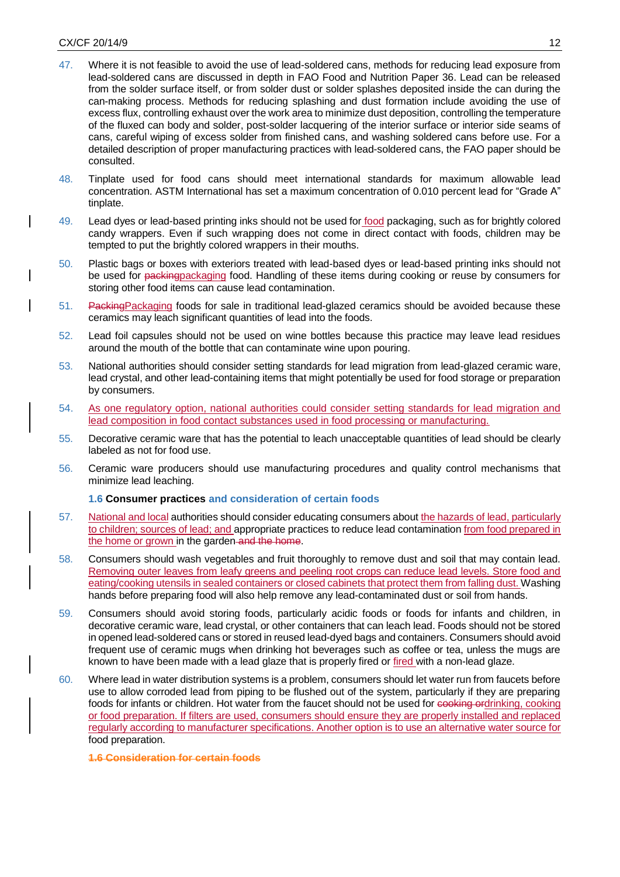47. Where it is not feasible to avoid the use of lead-soldered cans, methods for reducing lead exposure from lead-soldered cans are discussed in depth in FAO Food and Nutrition Paper 36. Lead can be released from the solder surface itself, or from solder dust or solder splashes deposited inside the can during the can-making process. Methods for reducing splashing and dust formation include avoiding the use of excess flux, controlling exhaust over the work area to minimize dust deposition, controlling the temperature of the fluxed can body and solder, post-solder lacquering of the interior surface or interior side seams of cans, careful wiping of excess solder from finished cans, and washing soldered cans before use. For a detailed description of proper manufacturing practices with lead-soldered cans, the FAO paper should be consulted.

48. Tinplate used for food cans should meet international standards for maximum allowable lead concentration. ASTM International has set a maximum concentration of 0.010 percent lead for "Grade A" tinplate.

49. Lead dyes or lead-based printing inks should not be used for food packaging, such as for brightly colored candy wrappers. Even if such wrapping does not come in direct contact with foods, children may be tempted to put the brightly colored wrappers in their mouths.

50. Plastic bags or boxes with exteriors treated with lead-based dyes or lead-based printing inks should not be used for ~~packing~~packaging food. Handling of these items during cooking or reuse by consumers for storing other food items can cause lead contamination.

51. ~~Packing~~Packaging foods for sale in traditional lead-glazed ceramics should be avoided because these ceramics may leach significant quantities of lead into the foods.

52. Lead foil capsules should not be used on wine bottles because this practice may leave lead residues around the mouth of the bottle that can contaminate wine upon pouring.

53. National authorities should consider setting standards for lead migration from lead-glazed ceramic ware, lead crystal, and other lead-containing items that might potentially be used for food storage or preparation by consumers.

54. As one regulatory option, national authorities could consider setting standards for lead migration and lead composition in food contact substances used in food processing or manufacturing.

55. Decorative ceramic ware that has the potential to leach unacceptable quantities of lead should be clearly labeled as not for food use.

56. Ceramic ware producers should use manufacturing procedures and quality control mechanisms that minimize lead leaching.

### 1.6 Consumer practices and consideration of certain foods

57. National and local authorities should consider educating consumers about the hazards of lead, particularly to children; sources of lead; and appropriate practices to reduce lead contamination from food prepared in the home or grown in the garden ~~and the home~~.

58. Consumers should wash vegetables and fruit thoroughly to remove dust and soil that may contain lead. Removing outer leaves from leafy greens and peeling root crops can reduce lead levels. Store food and eating/cooking utensils in sealed containers or closed cabinets that protect them from falling dust. Washing hands before preparing food will also help remove any lead-contaminated dust or soil from hands.

59. Consumers should avoid storing foods, particularly acidic foods or foods for infants and children, in decorative ceramic ware, lead crystal, or other containers that can leach lead. Foods should not be stored in opened lead-soldered cans or stored in reused lead-dyed bags and containers. Consumers should avoid frequent use of ceramic mugs when drinking hot beverages such as coffee or tea, unless the mugs are known to have been made with a lead glaze that is properly fired or fired with a non-lead glaze.

60. Where lead in water distribution systems is a problem, consumers should let water run from faucets before use to allow corroded lead from piping to be flushed out of the system, particularly if they are preparing foods for infants or children. Hot water from the faucet should not be used for ~~cooking or~~drinking, cooking or food preparation. If filters are used, consumers should ensure they are properly installed and replaced regularly according to manufacturer specifications. Another option is to use an alternative water source for food preparation.

~~1.6 Consideration for certain foods~~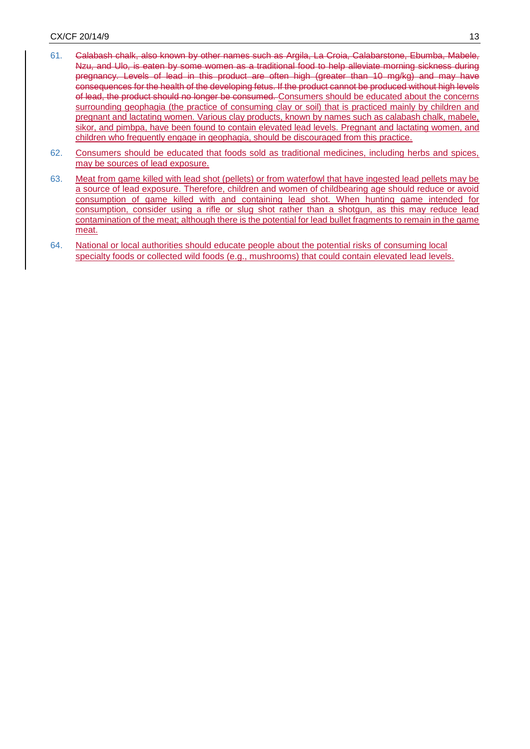61. ~~Calabash chalk, also known by other names such as Argila, La Croia, Calabarstone, Ebumba, Mabele, Nzu, and Ulo, is eaten by some women as a traditional food to help alleviate morning sickness during pregnancy. Levels of lead in this product are often high (greater than 10 mg/kg) and may have consequences for the health of the developing fetus. If the product cannot be produced without high levels of lead, the product should no longer be consumed.~~ Consumers should be educated about the concerns surrounding geophagia (the practice of consuming clay or soil) that is practiced mainly by children and pregnant and lactating women. Various clay products, known by names such as calabash chalk, mabele, sikor, and pimbpa, have been found to contain elevated lead levels. Pregnant and lactating women, and children who frequently engage in geophagia, should be discouraged from this practice.

62. Consumers should be educated that foods sold as traditional medicines, including herbs and spices, may be sources of lead exposure.

63. Meat from game killed with lead shot (pellets) or from waterfowl that have ingested lead pellets may be a source of lead exposure. Therefore, children and women of childbearing age should reduce or avoid consumption of game killed with and containing lead shot. When hunting game intended for consumption, consider using a rifle or slug shot rather than a shotgun, as this may reduce lead contamination of the meat; although there is the potential for lead bullet fragments to remain in the game meat.

64. National or local authorities should educate people about the potential risks of consuming local specialty foods or collected wild foods (e.g., mushrooms) that could contain elevated lead levels.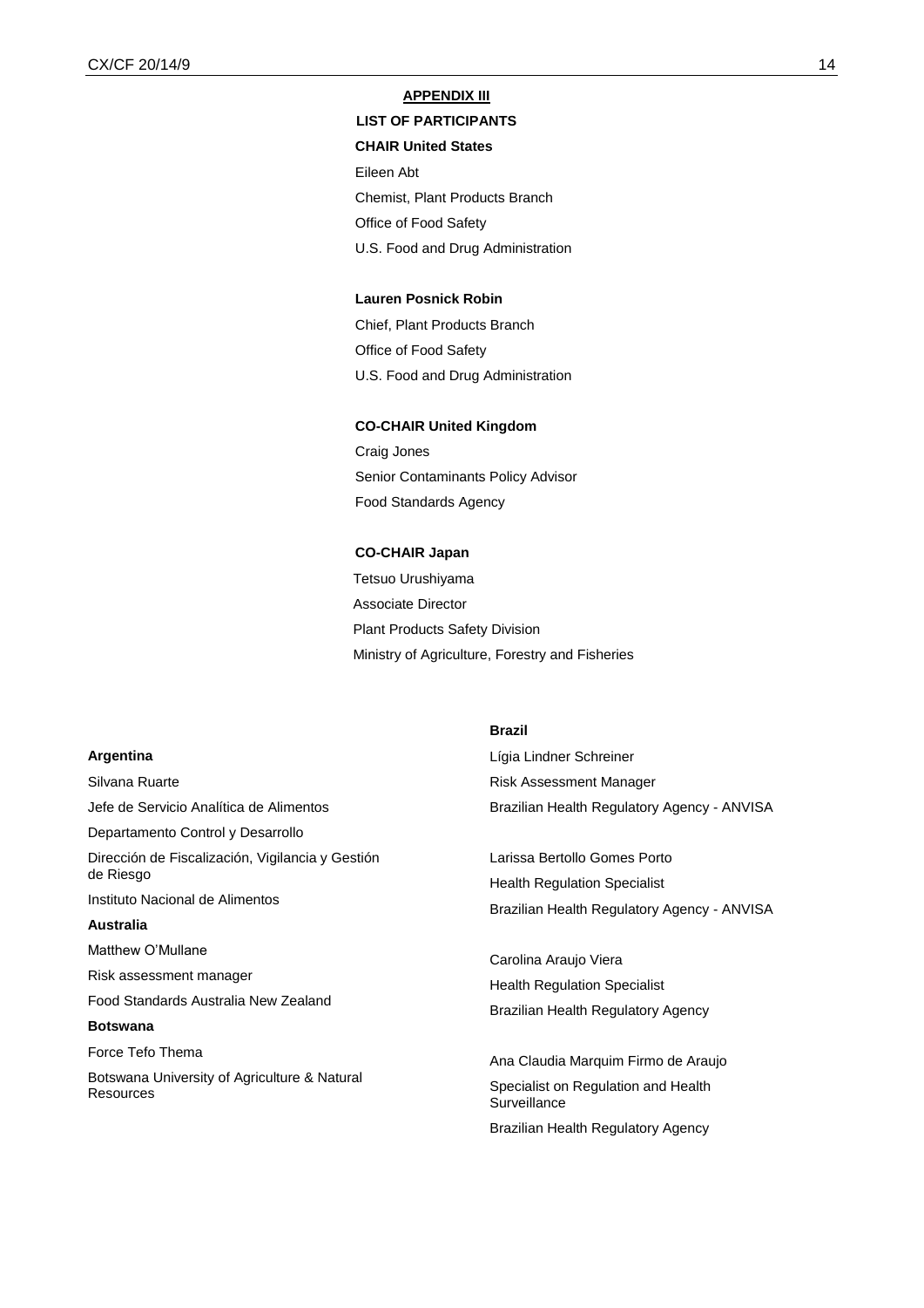## APPENDIX III

**LIST OF PARTICIPANTS**

**CHAIR United States**

Eileen Abt

Chemist, Plant Products Branch

Office of Food Safety

U.S. Food and Drug Administration

**Lauren Posnick Robin**

Chief, Plant Products Branch

Office of Food Safety

U.S. Food and Drug Administration

**CO-CHAIR United Kingdom**

Craig Jones

Senior Contaminants Policy Advisor

Food Standards Agency

**CO-CHAIR Japan**

Tetsuo Urushiyama

Associate Director

Plant Products Safety Division

Ministry of Agriculture, Forestry and Fisheries

**Argentina**

Silvana Ruarte

Jefe de Servicio Analítica de Alimentos

Departamento Control y Desarrollo

Dirección de Fiscalización, Vigilancia y Gestión de Riesgo

Instituto Nacional de Alimentos

**Australia**

Matthew O'Mullane

Risk assessment manager

Food Standards Australia New Zealand

**Botswana**

Force Tefo Thema

Botswana University of Agriculture & Natural Resources

**Brazil**

Lígia Lindner Schreiner

Risk Assessment Manager

Brazilian Health Regulatory Agency - ANVISA

Larissa Bertollo Gomes Porto

Health Regulation Specialist

Brazilian Health Regulatory Agency - ANVISA

Carolina Araujo Viera

Health Regulation Specialist

Brazilian Health Regulatory Agency

Ana Claudia Marquim Firmo de Araujo

Specialist on Regulation and Health Surveillance

Brazilian Health Regulatory Agency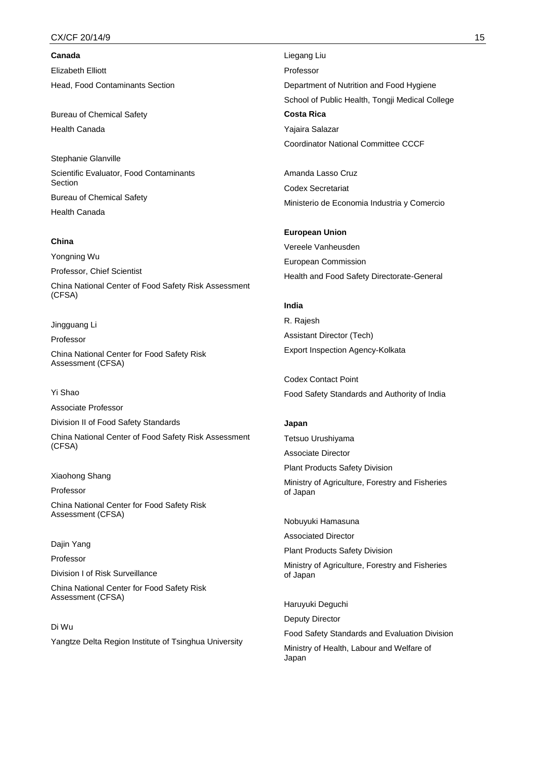**Canada**

Elizabeth Elliott

Head, Food Contaminants Section

Bureau of Chemical Safety

Health Canada

Stephanie Glanville

Scientific Evaluator, Food Contaminants Section

Bureau of Chemical Safety

Health Canada

**China**

Yongning Wu

Professor, Chief Scientist

China National Center of Food Safety Risk Assessment (CFSA)

Jingguang Li

Professor

China National Center for Food Safety Risk Assessment (CFSA)

Yi Shao

Associate Professor

Division II of Food Safety Standards

China National Center of Food Safety Risk Assessment (CFSA)

Xiaohong Shang

Professor

China National Center for Food Safety Risk Assessment (CFSA)

Dajin Yang

Professor

Division I of Risk Surveillance

China National Center for Food Safety Risk Assessment (CFSA)

Di Wu

Yangtze Delta Region Institute of Tsinghua University

Liegang Liu

Professor

Department of Nutrition and Food Hygiene

School of Public Health, Tongji Medical College

**Costa Rica**

Yajaira Salazar

Coordinator National Committee CCCF

Amanda Lasso Cruz

Codex Secretariat

Ministerio de Economia Industria y Comercio

**European Union**

Vereele Vanheusden

European Commission

Health and Food Safety Directorate-General

**India**

R. Rajesh

Assistant Director (Tech)

Export Inspection Agency-Kolkata

Codex Contact Point

Food Safety Standards and Authority of India

**Japan**

Tetsuo Urushiyama

Associate Director

Plant Products Safety Division

Ministry of Agriculture, Forestry and Fisheries of Japan

Nobuyuki Hamasuna

Associated Director

Plant Products Safety Division

Ministry of Agriculture, Forestry and Fisheries of Japan

Haruyuki Deguchi

Deputy Director

Food Safety Standards and Evaluation Division

Ministry of Health, Labour and Welfare of Japan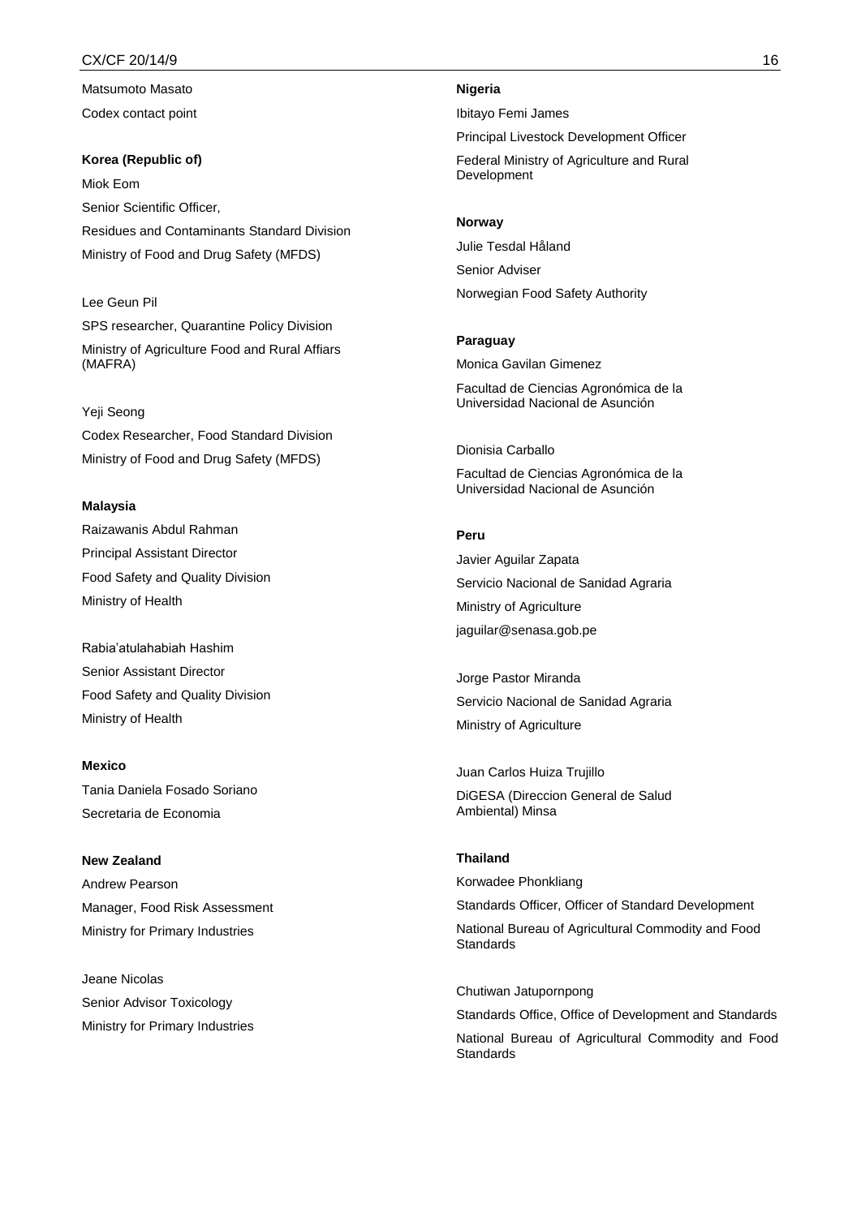Matsumoto Masato

Codex contact point

**Korea (Republic of)**

Miok Eom

Senior Scientific Officer,

Residues and Contaminants Standard Division

Ministry of Food and Drug Safety (MFDS)

Lee Geun Pil

SPS researcher, Quarantine Policy Division

Ministry of Agriculture Food and Rural Affiars (MAFRA)

Yeji Seong

Codex Researcher, Food Standard Division

Ministry of Food and Drug Safety (MFDS)

**Malaysia**

Raizawanis Abdul Rahman

Principal Assistant Director

Food Safety and Quality Division

Ministry of Health

Rabia'atulahabiah Hashim

Senior Assistant Director

Food Safety and Quality Division

Ministry of Health

**Mexico**

Tania Daniela Fosado Soriano

Secretaria de Economia

**New Zealand**

Andrew Pearson

Manager, Food Risk Assessment

Ministry for Primary Industries

Jeane Nicolas

Senior Advisor Toxicology

Ministry for Primary Industries

**Nigeria**

Ibitayo Femi James

Principal Livestock Development Officer

Federal Ministry of Agriculture and Rural Development

**Norway**

Julie Tesdal Håland

Senior Adviser

Norwegian Food Safety Authority

**Paraguay**

Monica Gavilan Gimenez

Facultad de Ciencias Agronómica de la Universidad Nacional de Asunción

Dionisia Carballo

Facultad de Ciencias Agronómica de la Universidad Nacional de Asunción

**Peru**

Javier Aguilar Zapata

Servicio Nacional de Sanidad Agraria

Ministry of Agriculture

jaguilar@senasa.gob.pe

Jorge Pastor Miranda

Servicio Nacional de Sanidad Agraria

Ministry of Agriculture

Juan Carlos Huiza Trujillo

DiGESA (Direccion General de Salud Ambiental) Minsa

**Thailand**

Korwadee Phonkliang

Standards Officer, Officer of Standard Development

National Bureau of Agricultural Commodity and Food Standards

Chutiwan Jatupornpong

Standards Office, Office of Development and Standards

National Bureau of Agricultural Commodity and Food Standards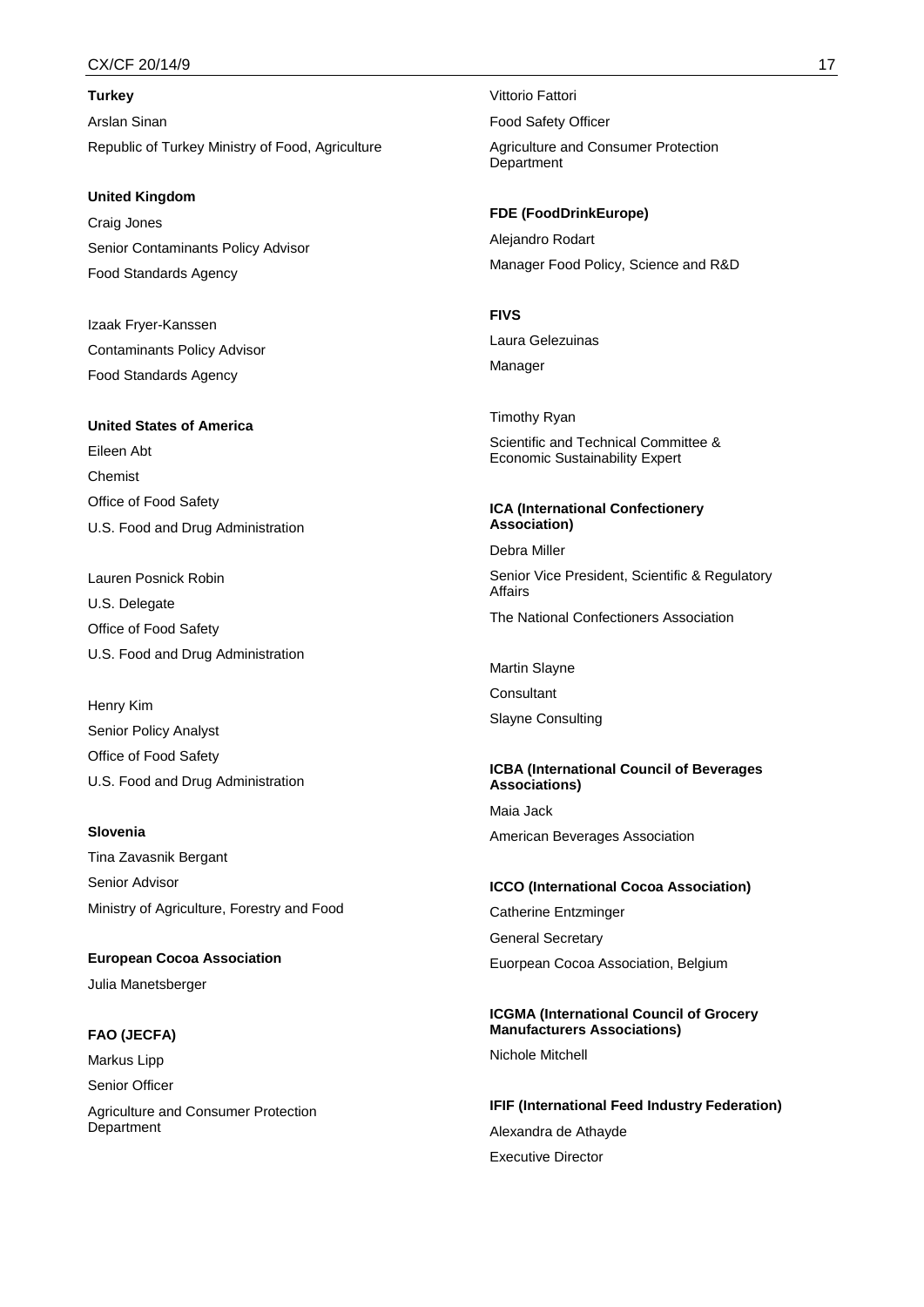**Turkey**

Arslan Sinan

Republic of Turkey Ministry of Food, Agriculture

**United Kingdom**

Craig Jones

Senior Contaminants Policy Advisor

Food Standards Agency

Izaak Fryer-Kanssen

Contaminants Policy Advisor

Food Standards Agency

**United States of America**

Eileen Abt

Chemist

Office of Food Safety

U.S. Food and Drug Administration

Lauren Posnick Robin

U.S. Delegate

Office of Food Safety

U.S. Food and Drug Administration

Henry Kim

Senior Policy Analyst

Office of Food Safety

U.S. Food and Drug Administration

**Slovenia**

Tina Zavasnik Bergant

Senior Advisor

Ministry of Agriculture, Forestry and Food

**European Cocoa Association**

Julia Manetsberger

**FAO (JECFA)**

Markus Lipp

Senior Officer

Agriculture and Consumer Protection Department

Vittorio Fattori

Food Safety Officer

Agriculture and Consumer Protection Department

**FDE (FoodDrinkEurope)**

Alejandro Rodart

Manager Food Policy, Science and R&D

**FIVS**

Laura Gelezuinas

Manager

Timothy Ryan

Scientific and Technical Committee & Economic Sustainability Expert

**ICA (International Confectionery Association)**

Debra Miller

Senior Vice President, Scientific & Regulatory Affairs

The National Confectioners Association

Martin Slayne

Consultant

Slayne Consulting

**ICBA (International Council of Beverages Associations)**

Maia Jack

American Beverages Association

**ICCO (International Cocoa Association)**

Catherine Entzminger

General Secretary

Euorpean Cocoa Association, Belgium

**ICGMA (International Council of Grocery Manufacturers Associations)**

Nichole Mitchell

**IFIF (International Feed Industry Federation)**

Alexandra de Athayde

Executive Director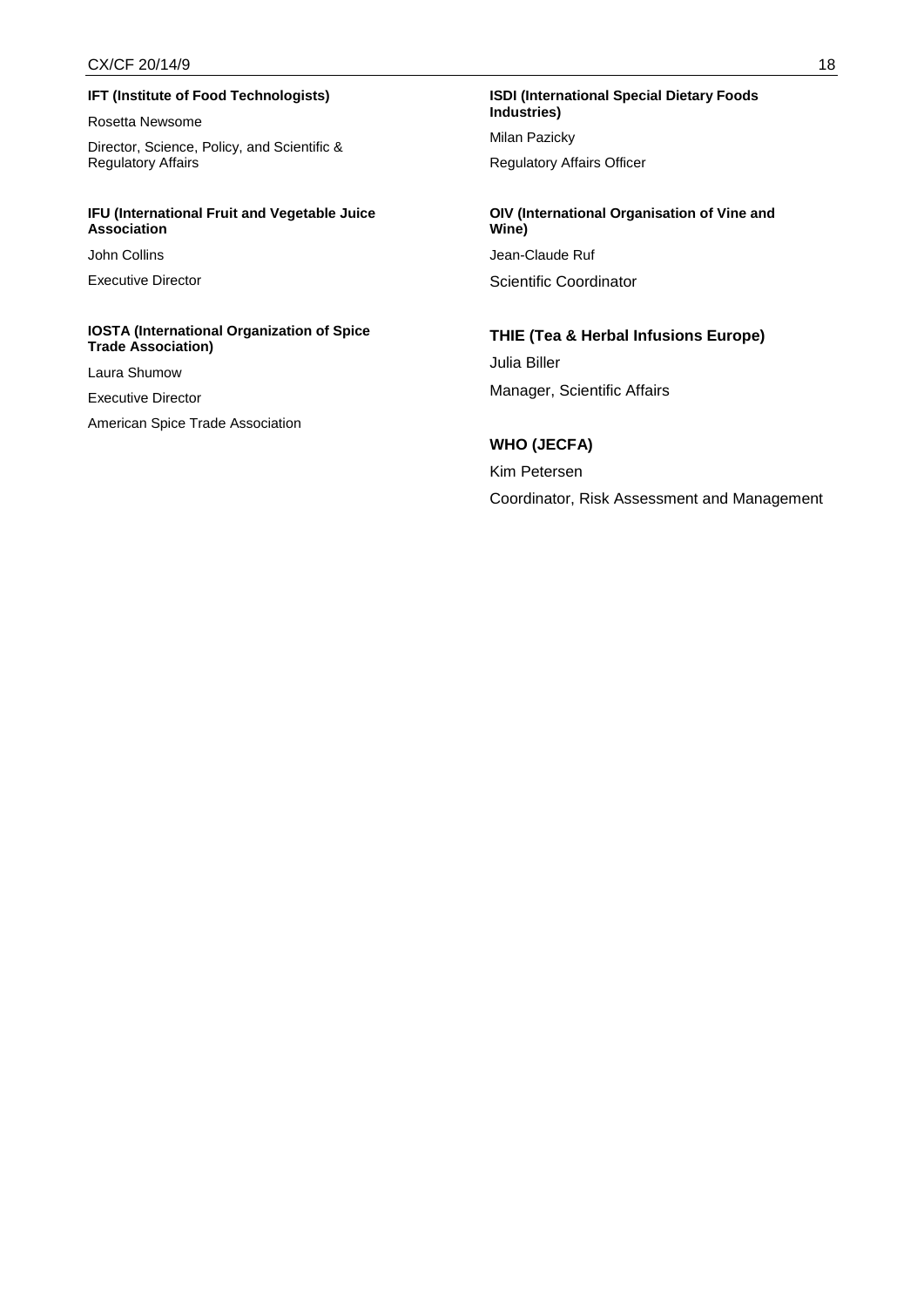**IFT (Institute of Food Technologists)**

Rosetta Newsome

Director, Science, Policy, and Scientific & Regulatory Affairs

**IFU (International Fruit and Vegetable Juice Association**

John Collins

Executive Director

**IOSTA (International Organization of Spice Trade Association)**

Laura Shumow

Executive Director

American Spice Trade Association

**ISDI (International Special Dietary Foods Industries)**

Milan Pazicky

Regulatory Affairs Officer

**OIV (International Organisation of Vine and Wine)**

Jean-Claude Ruf

Scientific Coordinator

**THIE (Tea & Herbal Infusions Europe)**

Julia Biller

Manager, Scientific Affairs

**WHO (JECFA)**

Kim Petersen

Coordinator, Risk Assessment and Management